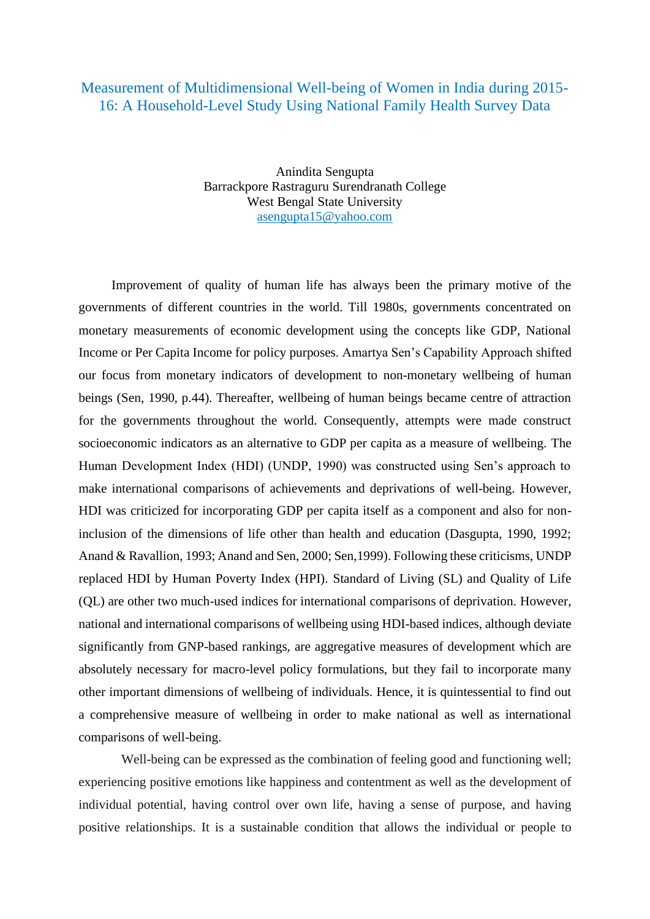# Measurement of Multidimensional Well-being of Women in India during 2015-16: A Household-Level Study Using National Family Health Survey Data

Anindita Sengupta
Barrackpore Rastraguru Surendranath College
West Bengal State University
asengupta15@yahoo.com

Improvement of quality of human life has always been the primary motive of the governments of different countries in the world. Till 1980s, governments concentrated on monetary measurements of economic development using the concepts like GDP, National Income or Per Capita Income for policy purposes. Amartya Sen's Capability Approach shifted our focus from monetary indicators of development to non-monetary wellbeing of human beings (Sen, 1990, p.44). Thereafter, wellbeing of human beings became centre of attraction for the governments throughout the world. Consequently, attempts were made construct socioeconomic indicators as an alternative to GDP per capita as a measure of wellbeing. The Human Development Index (HDI) (UNDP, 1990) was constructed using Sen's approach to make international comparisons of achievements and deprivations of well-being. However, HDI was criticized for incorporating GDP per capita itself as a component and also for non-inclusion of the dimensions of life other than health and education (Dasgupta, 1990, 1992; Anand & Ravallion, 1993; Anand and Sen, 2000; Sen,1999). Following these criticisms, UNDP replaced HDI by Human Poverty Index (HPI). Standard of Living (SL) and Quality of Life (QL) are other two much-used indices for international comparisons of deprivation. However, national and international comparisons of wellbeing using HDI-based indices, although deviate significantly from GNP-based rankings, are aggregative measures of development which are absolutely necessary for macro-level policy formulations, but they fail to incorporate many other important dimensions of wellbeing of individuals. Hence, it is quintessential to find out a comprehensive measure of wellbeing in order to make national as well as international comparisons of well-being.

Well-being can be expressed as the combination of feeling good and functioning well; experiencing positive emotions like happiness and contentment as well as the development of individual potential, having control over own life, having a sense of purpose, and having positive relationships. It is a sustainable condition that allows the individual or people to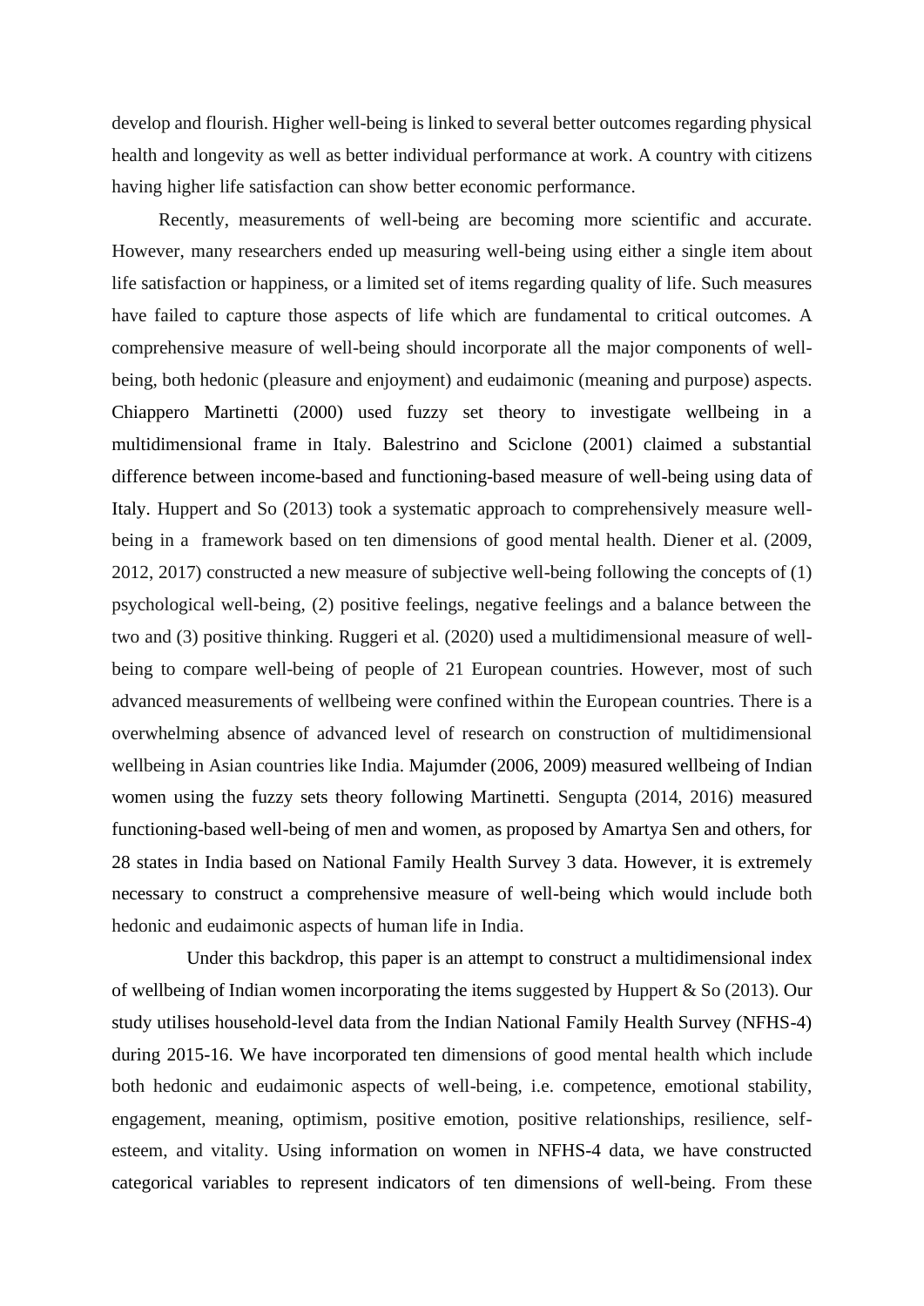develop and flourish. Higher well-being is linked to several better outcomes regarding physical health and longevity as well as better individual performance at work. A country with citizens having higher life satisfaction can show better economic performance.

Recently, measurements of well-being are becoming more scientific and accurate. However, many researchers ended up measuring well-being using either a single item about life satisfaction or happiness, or a limited set of items regarding quality of life. Such measures have failed to capture those aspects of life which are fundamental to critical outcomes. A comprehensive measure of well-being should incorporate all the major components of well-being, both hedonic (pleasure and enjoyment) and eudaimonic (meaning and purpose) aspects. Chiappero Martinetti (2000) used fuzzy set theory to investigate wellbeing in a multidimensional frame in Italy. Balestrino and Sciclone (2001) claimed a substantial difference between income-based and functioning-based measure of well-being using data of Italy. Huppert and So (2013) took a systematic approach to comprehensively measure well-being in a framework based on ten dimensions of good mental health. Diener et al. (2009, 2012, 2017) constructed a new measure of subjective well-being following the concepts of (1) psychological well-being, (2) positive feelings, negative feelings and a balance between the two and (3) positive thinking. Ruggeri et al. (2020) used a multidimensional measure of well-being to compare well-being of people of 21 European countries. However, most of such advanced measurements of wellbeing were confined within the European countries. There is a overwhelming absence of advanced level of research on construction of multidimensional wellbeing in Asian countries like India. Majumder (2006, 2009) measured wellbeing of Indian women using the fuzzy sets theory following Martinetti. Sengupta (2014, 2016) measured functioning-based well-being of men and women, as proposed by Amartya Sen and others, for 28 states in India based on National Family Health Survey 3 data. However, it is extremely necessary to construct a comprehensive measure of well-being which would include both hedonic and eudaimonic aspects of human life in India.

Under this backdrop, this paper is an attempt to construct a multidimensional index of wellbeing of Indian women incorporating the items suggested by Huppert & So (2013). Our study utilises household-level data from the Indian National Family Health Survey (NFHS-4) during 2015-16. We have incorporated ten dimensions of good mental health which include both hedonic and eudaimonic aspects of well-being, i.e. competence, emotional stability, engagement, meaning, optimism, positive emotion, positive relationships, resilience, self-esteem, and vitality. Using information on women in NFHS-4 data, we have constructed categorical variables to represent indicators of ten dimensions of well-being. From these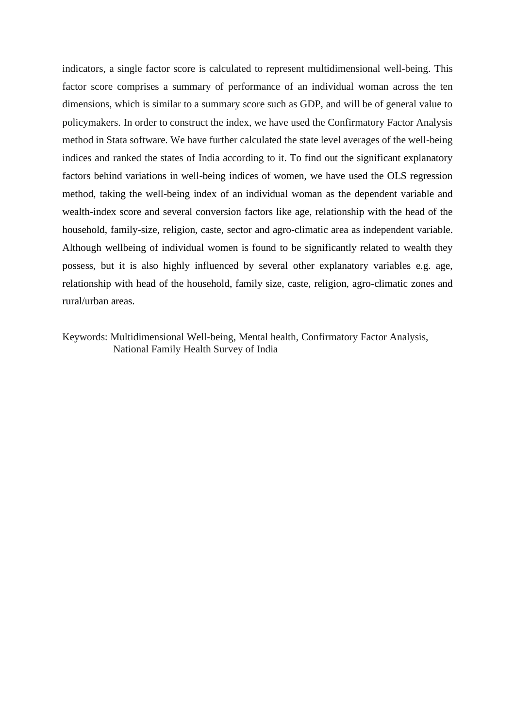indicators, a single factor score is calculated to represent multidimensional well-being. This factor score comprises a summary of performance of an individual woman across the ten dimensions, which is similar to a summary score such as GDP, and will be of general value to policymakers. In order to construct the index, we have used the Confirmatory Factor Analysis method in Stata software. We have further calculated the state level averages of the well-being indices and ranked the states of India according to it. To find out the significant explanatory factors behind variations in well-being indices of women, we have used the OLS regression method, taking the well-being index of an individual woman as the dependent variable and wealth-index score and several conversion factors like age, relationship with the head of the household, family-size, religion, caste, sector and agro-climatic area as independent variable. Although wellbeing of individual women is found to be significantly related to wealth they possess, but it is also highly influenced by several other explanatory variables e.g. age, relationship with head of the household, family size, caste, religion, agro-climatic zones and rural/urban areas.

Keywords: Multidimensional Well-being, Mental health, Confirmatory Factor Analysis, National Family Health Survey of India